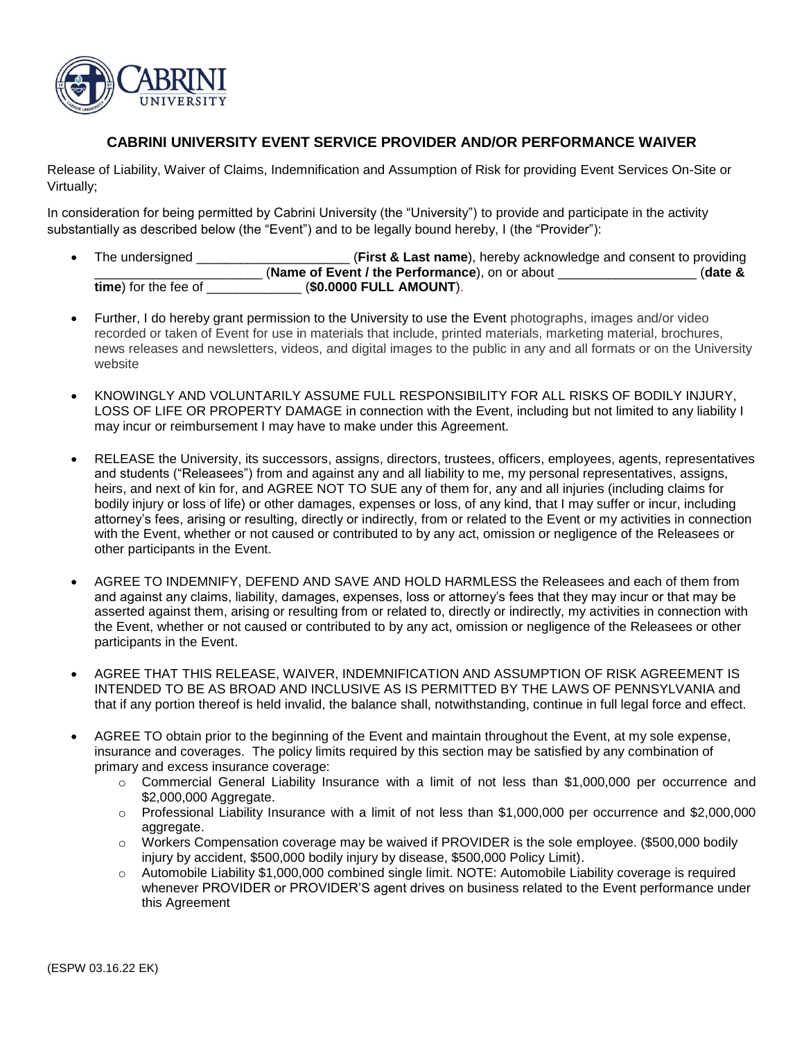## CABRINI UNIVERSITY EVENT SERVICE PROVIDER AND/OR PERFORMANCE WAIVER

Release of Liability, Waiver of Claims, Indemnification and Assumption of Risk for providing Event Services On-Site or Virtually;

In consideration for being permitted by Cabrini University (the "University") to provide and participate in the activity substantially as described below (the "Event") and to be legally bound hereby, I (the "Provider"):

- The undersigned _____________________ (**First & Last name**), hereby acknowledge and consent to providing _______________________ (**Name of Event / the Performance**), on or about ___________________ (**date & time**) for the fee of _____________ (**$0.0000 FULL AMOUNT**).

- Further, I do hereby grant permission to the University to use the Event photographs, images and/or video recorded or taken of Event for use in materials that include, printed materials, marketing material, brochures, news releases and newsletters, videos, and digital images to the public in any and all formats or on the University website

- KNOWINGLY AND VOLUNTARILY ASSUME FULL RESPONSIBILITY FOR ALL RISKS OF BODILY INJURY, LOSS OF LIFE OR PROPERTY DAMAGE in connection with the Event, including but not limited to any liability I may incur or reimbursement I may have to make under this Agreement.

- RELEASE the University, its successors, assigns, directors, trustees, officers, employees, agents, representatives and students ("Releasees") from and against any and all liability to me, my personal representatives, assigns, heirs, and next of kin for, and AGREE NOT TO SUE any of them for, any and all injuries (including claims for bodily injury or loss of life) or other damages, expenses or loss, of any kind, that I may suffer or incur, including attorney's fees, arising or resulting, directly or indirectly, from or related to the Event or my activities in connection with the Event, whether or not caused or contributed to by any act, omission or negligence of the Releasees or other participants in the Event.

- AGREE TO INDEMNIFY, DEFEND AND SAVE AND HOLD HARMLESS the Releasees and each of them from and against any claims, liability, damages, expenses, loss or attorney's fees that they may incur or that may be asserted against them, arising or resulting from or related to, directly or indirectly, my activities in connection with the Event, whether or not caused or contributed to by any act, omission or negligence of the Releasees or other participants in the Event.

- AGREE THAT THIS RELEASE, WAIVER, INDEMNIFICATION AND ASSUMPTION OF RISK AGREEMENT IS INTENDED TO BE AS BROAD AND INCLUSIVE AS IS PERMITTED BY THE LAWS OF PENNSYLVANIA and that if any portion thereof is held invalid, the balance shall, notwithstanding, continue in full legal force and effect.

- AGREE TO obtain prior to the beginning of the Event and maintain throughout the Event, at my sole expense, insurance and coverages. The policy limits required by this section may be satisfied by any combination of primary and excess insurance coverage:
  - Commercial General Liability Insurance with a limit of not less than $1,000,000 per occurrence and $2,000,000 Aggregate.
  - Professional Liability Insurance with a limit of not less than $1,000,000 per occurrence and $2,000,000 aggregate.
  - Workers Compensation coverage may be waived if PROVIDER is the sole employee. ($500,000 bodily injury by accident, $500,000 bodily injury by disease, $500,000 Policy Limit).
  - Automobile Liability $1,000,000 combined single limit. NOTE: Automobile Liability coverage is required whenever PROVIDER or PROVIDER'S agent drives on business related to the Event performance under this Agreement

(ESPW 03.16.22 EK)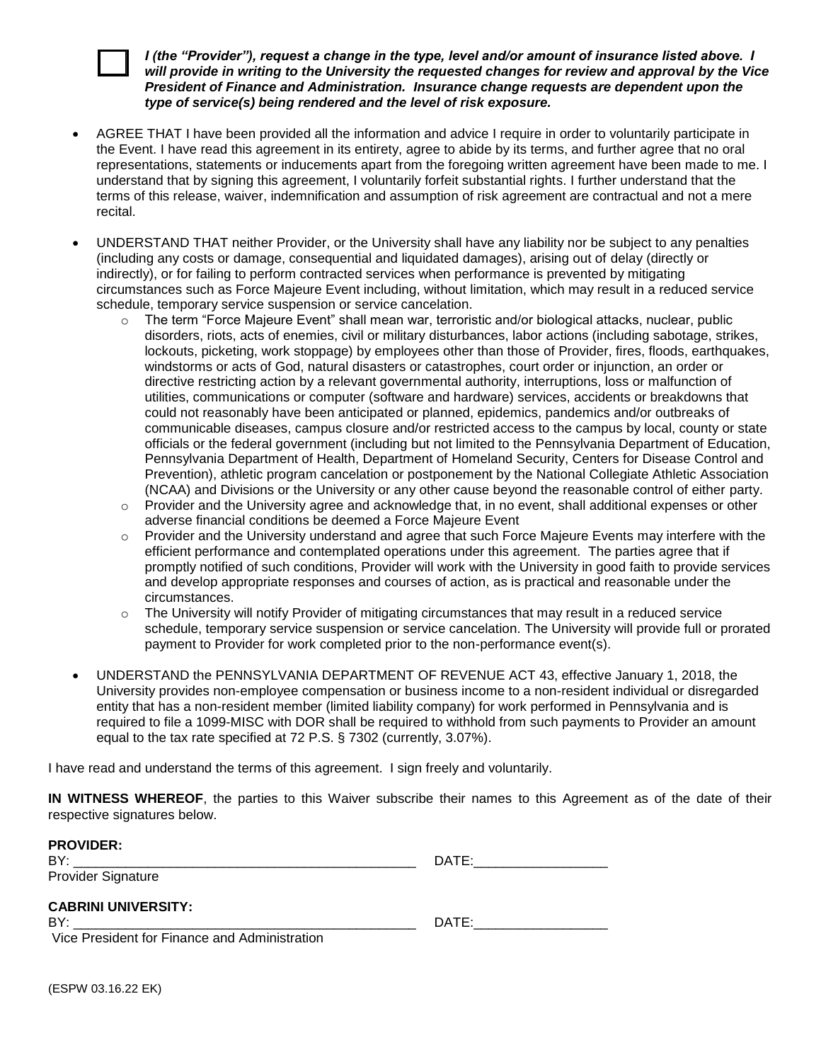☐ ***I (the "Provider"), request a change in the type, level and/or amount of insurance listed above. I will provide in writing to the University the requested changes for review and approval by the Vice President of Finance and Administration. Insurance change requests are dependent upon the type of service(s) being rendered and the level of risk exposure.***

- AGREE THAT I have been provided all the information and advice I require in order to voluntarily participate in the Event. I have read this agreement in its entirety, agree to abide by its terms, and further agree that no oral representations, statements or inducements apart from the foregoing written agreement have been made to me. I understand that by signing this agreement, I voluntarily forfeit substantial rights. I further understand that the terms of this release, waiver, indemnification and assumption of risk agreement are contractual and not a mere recital.

- UNDERSTAND THAT neither Provider, or the University shall have any liability nor be subject to any penalties (including any costs or damage, consequential and liquidated damages), arising out of delay (directly or indirectly), or for failing to perform contracted services when performance is prevented by mitigating circumstances such as Force Majeure Event including, without limitation, which may result in a reduced service schedule, temporary service suspension or service cancelation.
  - The term "Force Majeure Event" shall mean war, terroristic and/or biological attacks, nuclear, public disorders, riots, acts of enemies, civil or military disturbances, labor actions (including sabotage, strikes, lockouts, picketing, work stoppage) by employees other than those of Provider, fires, floods, earthquakes, windstorms or acts of God, natural disasters or catastrophes, court order or injunction, an order or directive restricting action by a relevant governmental authority, interruptions, loss or malfunction of utilities, communications or computer (software and hardware) services, accidents or breakdowns that could not reasonably have been anticipated or planned, epidemics, pandemics and/or outbreaks of communicable diseases, campus closure and/or restricted access to the campus by local, county or state officials or the federal government (including but not limited to the Pennsylvania Department of Education, Pennsylvania Department of Health, Department of Homeland Security, Centers for Disease Control and Prevention), athletic program cancelation or postponement by the National Collegiate Athletic Association (NCAA) and Divisions or the University or any other cause beyond the reasonable control of either party.
  - Provider and the University agree and acknowledge that, in no event, shall additional expenses or other adverse financial conditions be deemed a Force Majeure Event
  - Provider and the University understand and agree that such Force Majeure Events may interfere with the efficient performance and contemplated operations under this agreement. The parties agree that if promptly notified of such conditions, Provider will work with the University in good faith to provide services and develop appropriate responses and courses of action, as is practical and reasonable under the circumstances.
  - The University will notify Provider of mitigating circumstances that may result in a reduced service schedule, temporary service suspension or service cancelation. The University will provide full or prorated payment to Provider for work completed prior to the non-performance event(s).

- UNDERSTAND the PENNSYLVANIA DEPARTMENT OF REVENUE ACT 43, effective January 1, 2018, the University provides non-employee compensation or business income to a non-resident individual or disregarded entity that has a non-resident member (limited liability company) for work performed in Pennsylvania and is required to file a 1099-MISC with DOR shall be required to withhold from such payments to Provider an amount equal to the tax rate specified at 72 P.S. § 7302 (currently, 3.07%).

I have read and understand the terms of this agreement. I sign freely and voluntarily.

**IN WITNESS WHEREOF**, the parties to this Waiver subscribe their names to this Agreement as of the date of their respective signatures below.

**PROVIDER:**

BY: _______________________________________________ DATE:_________________

Provider Signature

**CABRINI UNIVERSITY:**

BY: _______________________________________________ DATE:_________________

Vice President for Finance and Administration

(ESPW 03.16.22 EK)